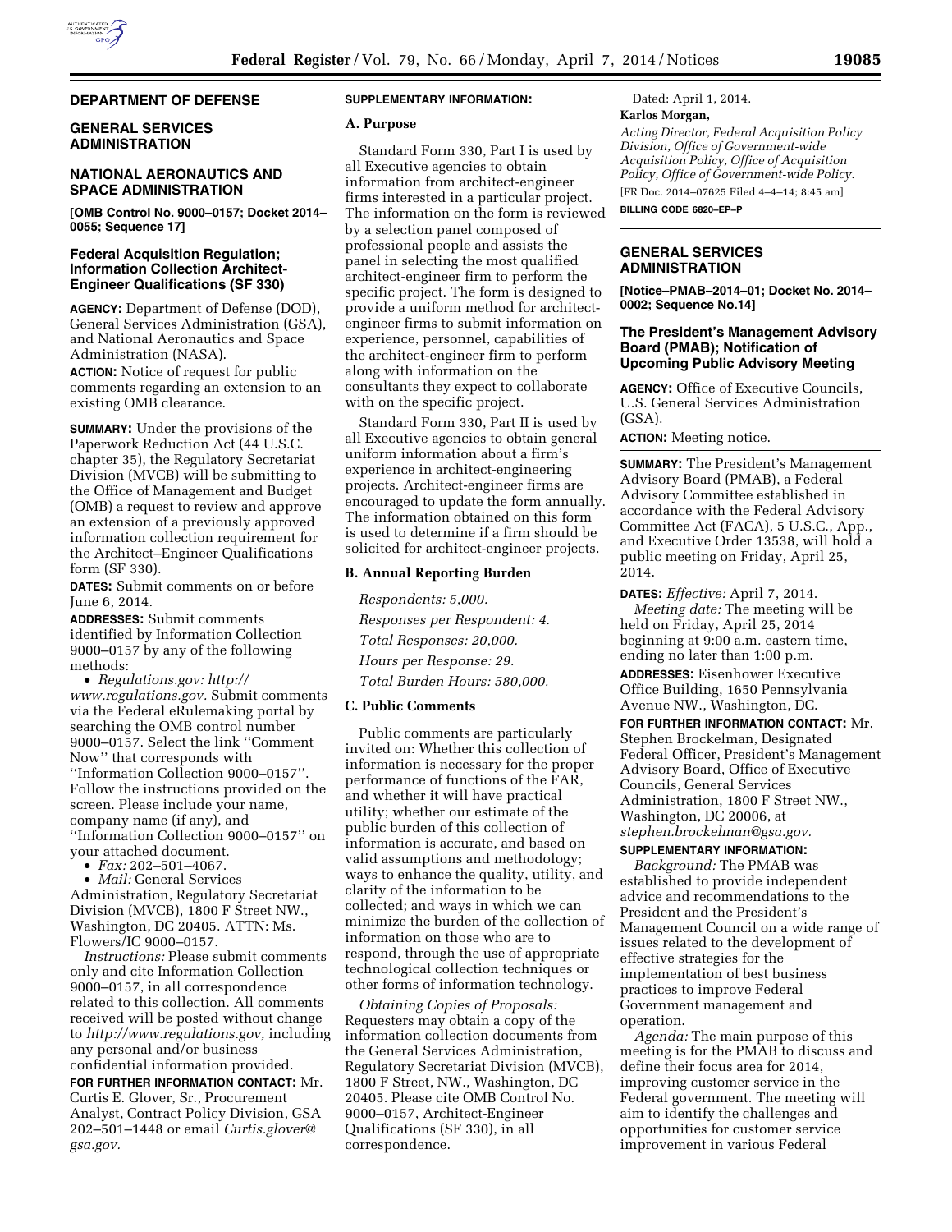## DEPARTMENT OF DEFENSE

## GENERAL SERVICES ADMINISTRATION

## NATIONAL AERONAUTICS AND SPACE ADMINISTRATION

**[OMB Control No. 9000–0157; Docket 2014–0055; Sequence 17]**

### Federal Acquisition Regulation; Information Collection Architect-Engineer Qualifications (SF 330)

**AGENCY:** Department of Defense (DOD), General Services Administration (GSA), and National Aeronautics and Space Administration (NASA).

**ACTION:** Notice of request for public comments regarding an extension to an existing OMB clearance.

**SUMMARY:** Under the provisions of the Paperwork Reduction Act (44 U.S.C. chapter 35), the Regulatory Secretariat Division (MVCB) will be submitting to the Office of Management and Budget (OMB) a request to review and approve an extension of a previously approved information collection requirement for the Architect–Engineer Qualifications form (SF 330).

**DATES:** Submit comments on or before June 6, 2014.

**ADDRESSES:** Submit comments identified by Information Collection 9000–0157 by any of the following methods:

- *Regulations.gov: http://www.regulations.gov.* Submit comments via the Federal eRulemaking portal by searching the OMB control number 9000–0157. Select the link ''Comment Now'' that corresponds with ''Information Collection 9000–0157''. Follow the instructions provided on the screen. Please include your name, company name (if any), and ''Information Collection 9000–0157'' on your attached document.
- *Fax:* 202–501–4067.
- *Mail:* General Services Administration, Regulatory Secretariat Division (MVCB), 1800 F Street NW., Washington, DC 20405. ATTN: Ms. Flowers/IC 9000–0157.

*Instructions:* Please submit comments only and cite Information Collection 9000–0157, in all correspondence related to this collection. All comments received will be posted without change to *http://www.regulations.gov,* including any personal and/or business confidential information provided.

**FOR FURTHER INFORMATION CONTACT:** Mr. Curtis E. Glover, Sr., Procurement Analyst, Contract Policy Division, GSA 202–501–1448 or email *Curtis.glover@gsa.gov.*

**SUPPLEMENTARY INFORMATION:**

**A. Purpose**

Standard Form 330, Part I is used by all Executive agencies to obtain information from architect-engineer firms interested in a particular project. The information on the form is reviewed by a selection panel composed of professional people and assists the panel in selecting the most qualified architect-engineer firm to perform the specific project. The form is designed to provide a uniform method for architect-engineer firms to submit information on experience, personnel, capabilities of the architect-engineer firm to perform along with information on the consultants they expect to collaborate with on the specific project.

Standard Form 330, Part II is used by all Executive agencies to obtain general uniform information about a firm's experience in architect-engineering projects. Architect-engineer firms are encouraged to update the form annually. The information obtained on this form is used to determine if a firm should be solicited for architect-engineer projects.

**B. Annual Reporting Burden**

*Respondents: 5,000.*

*Responses per Respondent: 4.*

*Total Responses: 20,000.*

*Hours per Response: 29.*

*Total Burden Hours: 580,000.*

**C. Public Comments**

Public comments are particularly invited on: Whether this collection of information is necessary for the proper performance of functions of the FAR, and whether it will have practical utility; whether our estimate of the public burden of this collection of information is accurate, and based on valid assumptions and methodology; ways to enhance the quality, utility, and clarity of the information to be collected; and ways in which we can minimize the burden of the collection of information on those who are to respond, through the use of appropriate technological collection techniques or other forms of information technology.

*Obtaining Copies of Proposals:* Requesters may obtain a copy of the information collection documents from the General Services Administration, Regulatory Secretariat Division (MVCB), 1800 F Street, NW., Washington, DC 20405. Please cite OMB Control No. 9000–0157, Architect-Engineer Qualifications (SF 330), in all correspondence.

Dated: April 1, 2014.

**Karlos Morgan,**

*Acting Director, Federal Acquisition Policy Division, Office of Government-wide Acquisition Policy, Office of Acquisition Policy, Office of Government-wide Policy.*

[FR Doc. 2014–07625 Filed 4–4–14; 8:45 am]

**BILLING CODE 6820–EP–P**

---

## GENERAL SERVICES ADMINISTRATION

**[Notice–PMAB–2014–01; Docket No. 2014–0002; Sequence No.14]**

### The President's Management Advisory Board (PMAB); Notification of Upcoming Public Advisory Meeting

**AGENCY:** Office of Executive Councils, U.S. General Services Administration (GSA).

**ACTION:** Meeting notice.

**SUMMARY:** The President's Management Advisory Board (PMAB), a Federal Advisory Committee established in accordance with the Federal Advisory Committee Act (FACA), 5 U.S.C., App., and Executive Order 13538, will hold a public meeting on Friday, April 25, 2014.

**DATES:** *Effective:* April 7, 2014.

*Meeting date:* The meeting will be held on Friday, April 25, 2014 beginning at 9:00 a.m. eastern time, ending no later than 1:00 p.m.

**ADDRESSES:** Eisenhower Executive Office Building, 1650 Pennsylvania Avenue NW., Washington, DC.

**FOR FURTHER INFORMATION CONTACT:** Mr. Stephen Brockelman, Designated Federal Officer, President's Management Advisory Board, Office of Executive Councils, General Services Administration, 1800 F Street NW., Washington, DC 20006, at *stephen.brockelman@gsa.gov.*

**SUPPLEMENTARY INFORMATION:**

*Background:* The PMAB was established to provide independent advice and recommendations to the President and the President's Management Council on a wide range of issues related to the development of effective strategies for the implementation of best business practices to improve Federal Government management and operation.

*Agenda:* The main purpose of this meeting is for the PMAB to discuss and define their focus area for 2014, improving customer service in the Federal government. The meeting will aim to identify the challenges and opportunities for customer service improvement in various Federal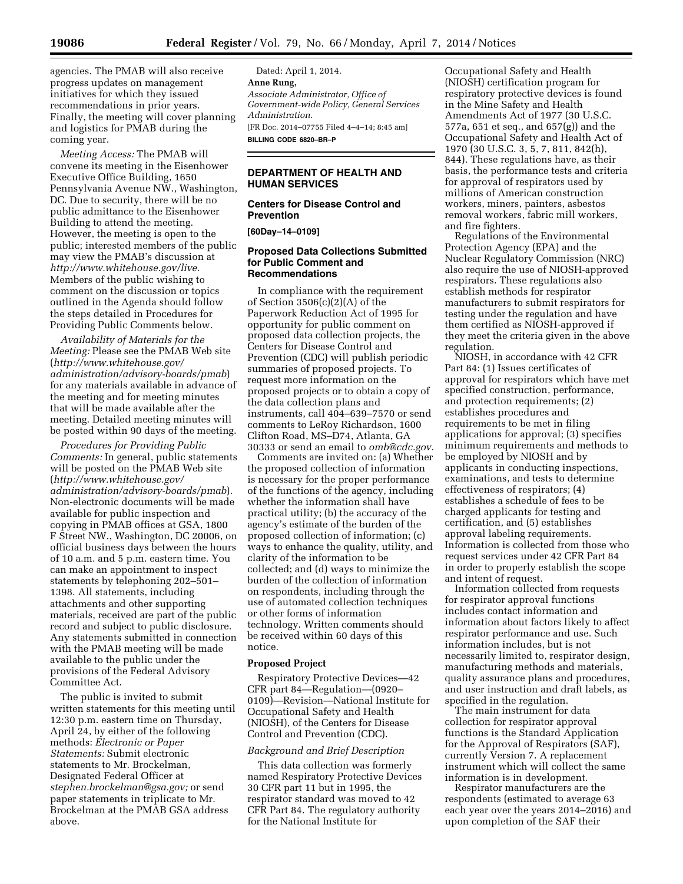agencies. The PMAB will also receive progress updates on management initiatives for which they issued recommendations in prior years. Finally, the meeting will cover planning and logistics for PMAB during the coming year.

*Meeting Access:* The PMAB will convene its meeting in the Eisenhower Executive Office Building, 1650 Pennsylvania Avenue NW., Washington, DC. Due to security, there will be no public admittance to the Eisenhower Building to attend the meeting. However, the meeting is open to the public; interested members of the public may view the PMAB's discussion at *http://www.whitehouse.gov/live*. Members of the public wishing to comment on the discussion or topics outlined in the Agenda should follow the steps detailed in Procedures for Providing Public Comments below.

*Availability of Materials for the Meeting:* Please see the PMAB Web site (*http://www.whitehouse.gov/administration/advisory-boards/pmab*) for any materials available in advance of the meeting and for meeting minutes that will be made available after the meeting. Detailed meeting minutes will be posted within 90 days of the meeting.

*Procedures for Providing Public Comments:* In general, public statements will be posted on the PMAB Web site (*http://www.whitehouse.gov/administration/advisory-boards/pmab*). Non-electronic documents will be made available for public inspection and copying in PMAB offices at GSA, 1800 F Street NW., Washington, DC 20006, on official business days between the hours of 10 a.m. and 5 p.m. eastern time. You can make an appointment to inspect statements by telephoning 202–501–1398. All statements, including attachments and other supporting materials, received are part of the public record and subject to public disclosure. Any statements submitted in connection with the PMAB meeting will be made available to the public under the provisions of the Federal Advisory Committee Act.

The public is invited to submit written statements for this meeting until 12:30 p.m. eastern time on Thursday, April 24, by either of the following methods: *Electronic or Paper Statements:* Submit electronic statements to Mr. Brockelman, Designated Federal Officer at *stephen.brockelman@gsa.gov;* or send paper statements in triplicate to Mr. Brockelman at the PMAB GSA address above.

Dated: April 1, 2014.

**Anne Rung,**

*Associate Administrator, Office of Government-wide Policy, General Services Administration.*

[FR Doc. 2014–07755 Filed 4–4–14; 8:45 am]

**BILLING CODE 6820–BR–P**

## DEPARTMENT OF HEALTH AND HUMAN SERVICES

### Centers for Disease Control and Prevention

**[60Day–14–0109]**

### Proposed Data Collections Submitted for Public Comment and Recommendations

In compliance with the requirement of Section 3506(c)(2)(A) of the Paperwork Reduction Act of 1995 for opportunity for public comment on proposed data collection projects, the Centers for Disease Control and Prevention (CDC) will publish periodic summaries of proposed projects. To request more information on the proposed projects or to obtain a copy of the data collection plans and instruments, call 404–639–7570 or send comments to LeRoy Richardson, 1600 Clifton Road, MS–D74, Atlanta, GA 30333 or send an email to *omb@cdc.gov*.

Comments are invited on: (a) Whether the proposed collection of information is necessary for the proper performance of the functions of the agency, including whether the information shall have practical utility; (b) the accuracy of the agency's estimate of the burden of the proposed collection of information; (c) ways to enhance the quality, utility, and clarity of the information to be collected; and (d) ways to minimize the burden of the collection of information on respondents, including through the use of automated collection techniques or other forms of information technology. Written comments should be received within 60 days of this notice.

**Proposed Project**

Respiratory Protective Devices—42 CFR part 84—Regulation—(0920–0109)—Revision—National Institute for Occupational Safety and Health (NIOSH), of the Centers for Disease Control and Prevention (CDC).

*Background and Brief Description*

This data collection was formerly named Respiratory Protective Devices 30 CFR part 11 but in 1995, the respirator standard was moved to 42 CFR Part 84. The regulatory authority for the National Institute for Occupational Safety and Health (NIOSH) certification program for respiratory protective devices is found in the Mine Safety and Health Amendments Act of 1977 (30 U.S.C. 577a, 651 et seq., and 657(g)) and the Occupational Safety and Health Act of 1970 (30 U.S.C. 3, 5, 7, 811, 842(h), 844). These regulations have, as their basis, the performance tests and criteria for approval of respirators used by millions of American construction workers, miners, painters, asbestos removal workers, fabric mill workers, and fire fighters.

Regulations of the Environmental Protection Agency (EPA) and the Nuclear Regulatory Commission (NRC) also require the use of NIOSH-approved respirators. These regulations also establish methods for respirator manufacturers to submit respirators for testing under the regulation and have them certified as NIOSH-approved if they meet the criteria given in the above regulation.

NIOSH, in accordance with 42 CFR Part 84: (1) Issues certificates of approval for respirators which have met specified construction, performance, and protection requirements; (2) establishes procedures and requirements to be met in filing applications for approval; (3) specifies minimum requirements and methods to be employed by NIOSH and by applicants in conducting inspections, examinations, and tests to determine effectiveness of respirators; (4) establishes a schedule of fees to be charged applicants for testing and certification, and (5) establishes approval labeling requirements. Information is collected from those who request services under 42 CFR Part 84 in order to properly establish the scope and intent of request.

Information collected from requests for respirator approval functions includes contact information and information about factors likely to affect respirator performance and use. Such information includes, but is not necessarily limited to, respirator design, manufacturing methods and materials, quality assurance plans and procedures, and user instruction and draft labels, as specified in the regulation.

The main instrument for data collection for respirator approval functions is the Standard Application for the Approval of Respirators (SAF), currently Version 7. A replacement instrument which will collect the same information is in development.

Respirator manufacturers are the respondents (estimated to average 63 each year over the years 2014–2016) and upon completion of the SAF their